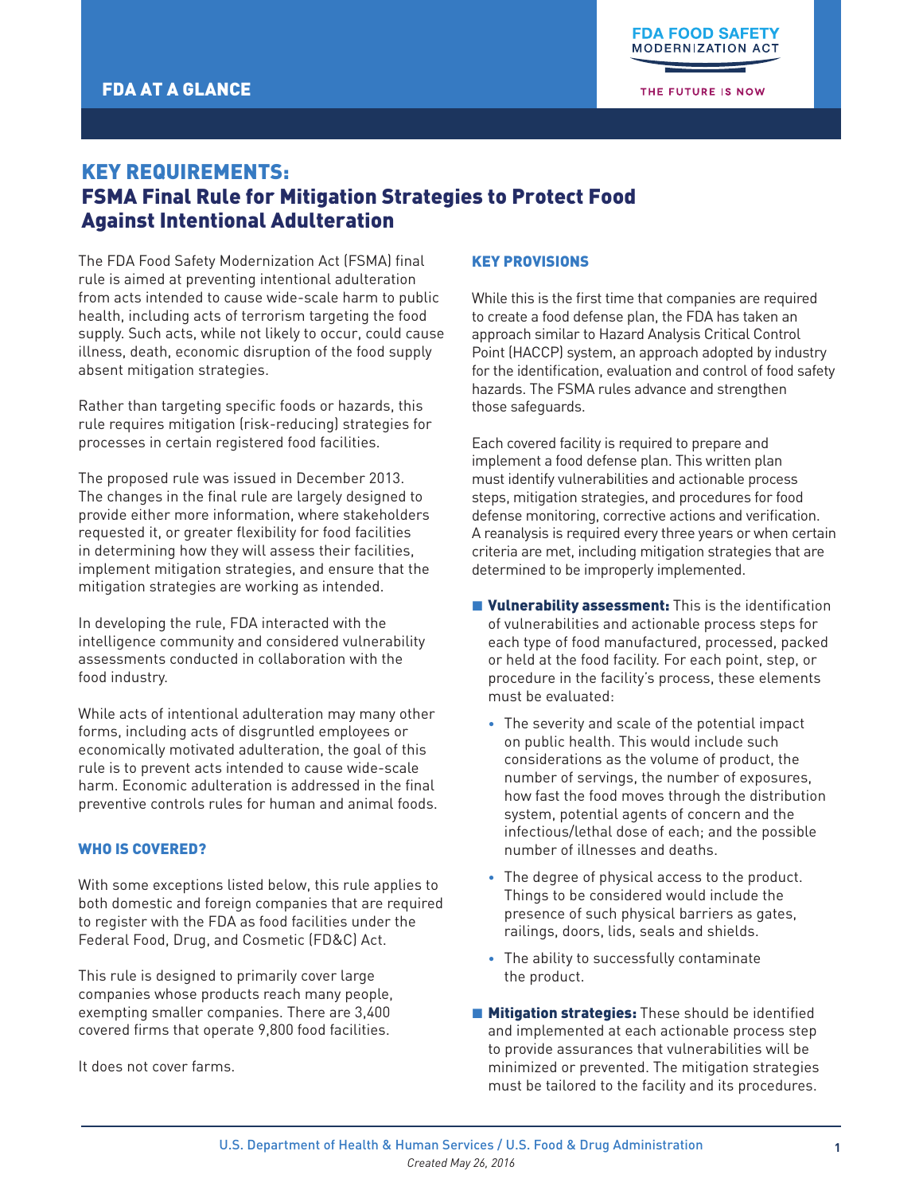FDA AT A GLANCE

FDA FOOD SAFETY MODERNIZATION ACT

THE FUTURE IS NOW

# KEY REQUIREMENTS: FSMA Final Rule for Mitigation Strategies to Protect Food Against Intentional Adulteration

The FDA Food Safety Modernization Act (FSMA) final rule is aimed at preventing intentional adulteration from acts intended to cause wide-scale harm to public health, including acts of terrorism targeting the food supply. Such acts, while not likely to occur, could cause illness, death, economic disruption of the food supply absent mitigation strategies.

Rather than targeting specific foods or hazards, this rule requires mitigation (risk-reducing) strategies for processes in certain registered food facilities.

The proposed rule was issued in December 2013. The changes in the final rule are largely designed to provide either more information, where stakeholders requested it, or greater flexibility for food facilities in determining how they will assess their facilities, implement mitigation strategies, and ensure that the mitigation strategies are working as intended.

In developing the rule, FDA interacted with the intelligence community and considered vulnerability assessments conducted in collaboration with the food industry.

While acts of intentional adulteration may many other forms, including acts of disgruntled employees or economically motivated adulteration, the goal of this rule is to prevent acts intended to cause wide-scale harm. Economic adulteration is addressed in the final preventive controls rules for human and animal foods.

## WHO IS COVERED?

With some exceptions listed below, this rule applies to both domestic and foreign companies that are required to register with the FDA as food facilities under the Federal Food, Drug, and Cosmetic (FD&C) Act.

This rule is designed to primarily cover large companies whose products reach many people, exempting smaller companies. There are 3,400 covered firms that operate 9,800 food facilities.

It does not cover farms.

## KEY PROVISIONS

While this is the first time that companies are required to create a food defense plan, the FDA has taken an approach similar to Hazard Analysis Critical Control Point (HACCP) system, an approach adopted by industry for the identification, evaluation and control of food safety hazards. The FSMA rules advance and strengthen those safeguards.

Each covered facility is required to prepare and implement a food defense plan. This written plan must identify vulnerabilities and actionable process steps, mitigation strategies, and procedures for food defense monitoring, corrective actions and verification. A reanalysis is required every three years or when certain criteria are met, including mitigation strategies that are determined to be improperly implemented.

- **Vulnerability assessment:** This is the identification of vulnerabilities and actionable process steps for each type of food manufactured, processed, packed or held at the food facility. For each point, step, or procedure in the facility's process, these elements must be evaluated:
  - The severity and scale of the potential impact on public health. This would include such considerations as the volume of product, the number of servings, the number of exposures, how fast the food moves through the distribution system, potential agents of concern and the infectious/lethal dose of each; and the possible number of illnesses and deaths.
  - The degree of physical access to the product. Things to be considered would include the presence of such physical barriers as gates, railings, doors, lids, seals and shields.
  - The ability to successfully contaminate the product.
- **Mitigation strategies:** These should be identified and implemented at each actionable process step to provide assurances that vulnerabilities will be minimized or prevented. The mitigation strategies must be tailored to the facility and its procedures.

U.S. Department of Health & Human Services / U.S. Food & Drug Administration

*Created May 26, 2016*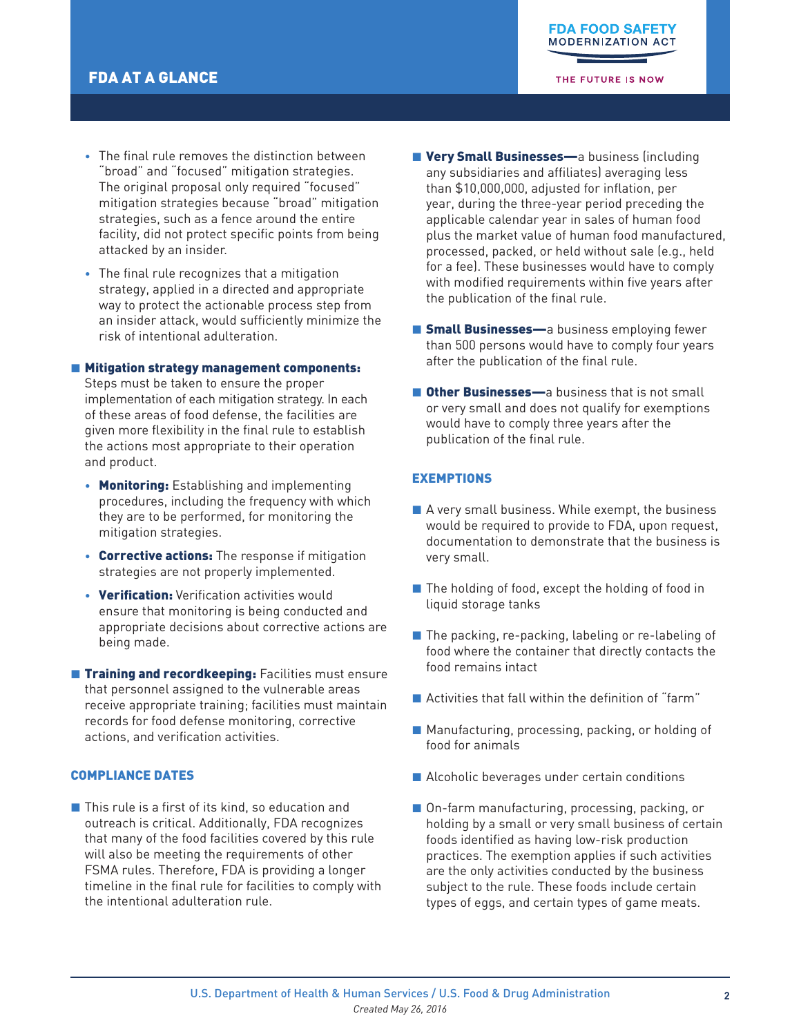- The final rule removes the distinction between "broad" and "focused" mitigation strategies. The original proposal only required "focused" mitigation strategies because "broad" mitigation strategies, such as a fence around the entire facility, did not protect specific points from being attacked by an insider.
- The final rule recognizes that a mitigation strategy, applied in a directed and appropriate way to protect the actionable process step from an insider attack, would sufficiently minimize the risk of intentional adulteration.

- **Mitigation strategy management components:** Steps must be taken to ensure the proper implementation of each mitigation strategy. In each of these areas of food defense, the facilities are given more flexibility in the final rule to establish the actions most appropriate to their operation and product.
  - **Monitoring:** Establishing and implementing procedures, including the frequency with which they are to be performed, for monitoring the mitigation strategies.
  - **Corrective actions:** The response if mitigation strategies are not properly implemented.
  - **Verification:** Verification activities would ensure that monitoring is being conducted and appropriate decisions about corrective actions are being made.

- **Training and recordkeeping:** Facilities must ensure that personnel assigned to the vulnerable areas receive appropriate training; facilities must maintain records for food defense monitoring, corrective actions, and verification activities.

## COMPLIANCE DATES

- This rule is a first of its kind, so education and outreach is critical. Additionally, FDA recognizes that many of the food facilities covered by this rule will also be meeting the requirements of other FSMA rules. Therefore, FDA is providing a longer timeline in the final rule for facilities to comply with the intentional adulteration rule.

- **Very Small Businesses—**a business (including any subsidiaries and affiliates) averaging less than $10,000,000, adjusted for inflation, per year, during the three-year period preceding the applicable calendar year in sales of human food plus the market value of human food manufactured, processed, packed, or held without sale (e.g., held for a fee). These businesses would have to comply with modified requirements within five years after the publication of the final rule.

- **Small Businesses—**a business employing fewer than 500 persons would have to comply four years after the publication of the final rule.

- **Other Businesses—**a business that is not small or very small and does not qualify for exemptions would have to comply three years after the publication of the final rule.

## EXEMPTIONS

- A very small business. While exempt, the business would be required to provide to FDA, upon request, documentation to demonstrate that the business is very small.
- The holding of food, except the holding of food in liquid storage tanks
- The packing, re-packing, labeling or re-labeling of food where the container that directly contacts the food remains intact
- Activities that fall within the definition of "farm"
- Manufacturing, processing, packing, or holding of food for animals
- Alcoholic beverages under certain conditions
- On-farm manufacturing, processing, packing, or holding by a small or very small business of certain foods identified as having low-risk production practices. The exemption applies if such activities are the only activities conducted by the business subject to the rule. These foods include certain types of eggs, and certain types of game meats.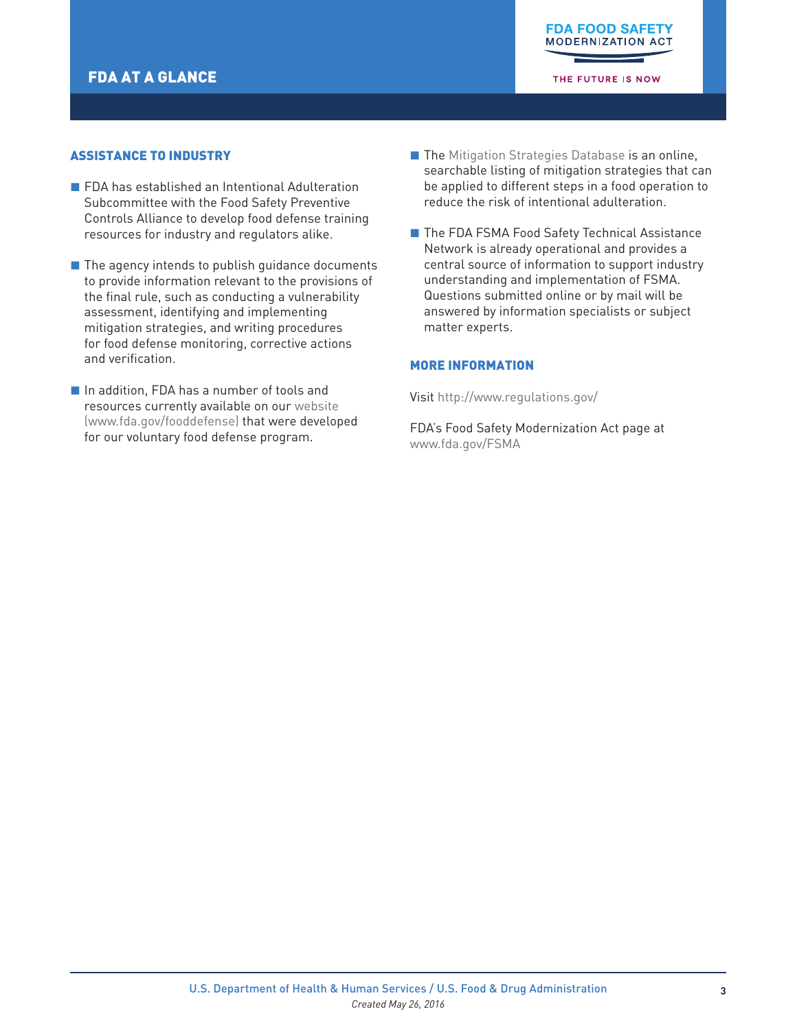## ASSISTANCE TO INDUSTRY

- FDA has established an Intentional Adulteration Subcommittee with the Food Safety Preventive Controls Alliance to develop food defense training resources for industry and regulators alike.
- The agency intends to publish guidance documents to provide information relevant to the provisions of the final rule, such as conducting a vulnerability assessment, identifying and implementing mitigation strategies, and writing procedures for food defense monitoring, corrective actions and verification.
- In addition, FDA has a number of tools and resources currently available on our website (www.fda.gov/fooddefense) that were developed for our voluntary food defense program.
- The Mitigation Strategies Database is an online, searchable listing of mitigation strategies that can be applied to different steps in a food operation to reduce the risk of intentional adulteration.
- The FDA FSMA Food Safety Technical Assistance Network is already operational and provides a central source of information to support industry understanding and implementation of FSMA. Questions submitted online or by mail will be answered by information specialists or subject matter experts.

## MORE INFORMATION

Visit http://www.regulations.gov/

FDA's Food Safety Modernization Act page at www.fda.gov/FSMA